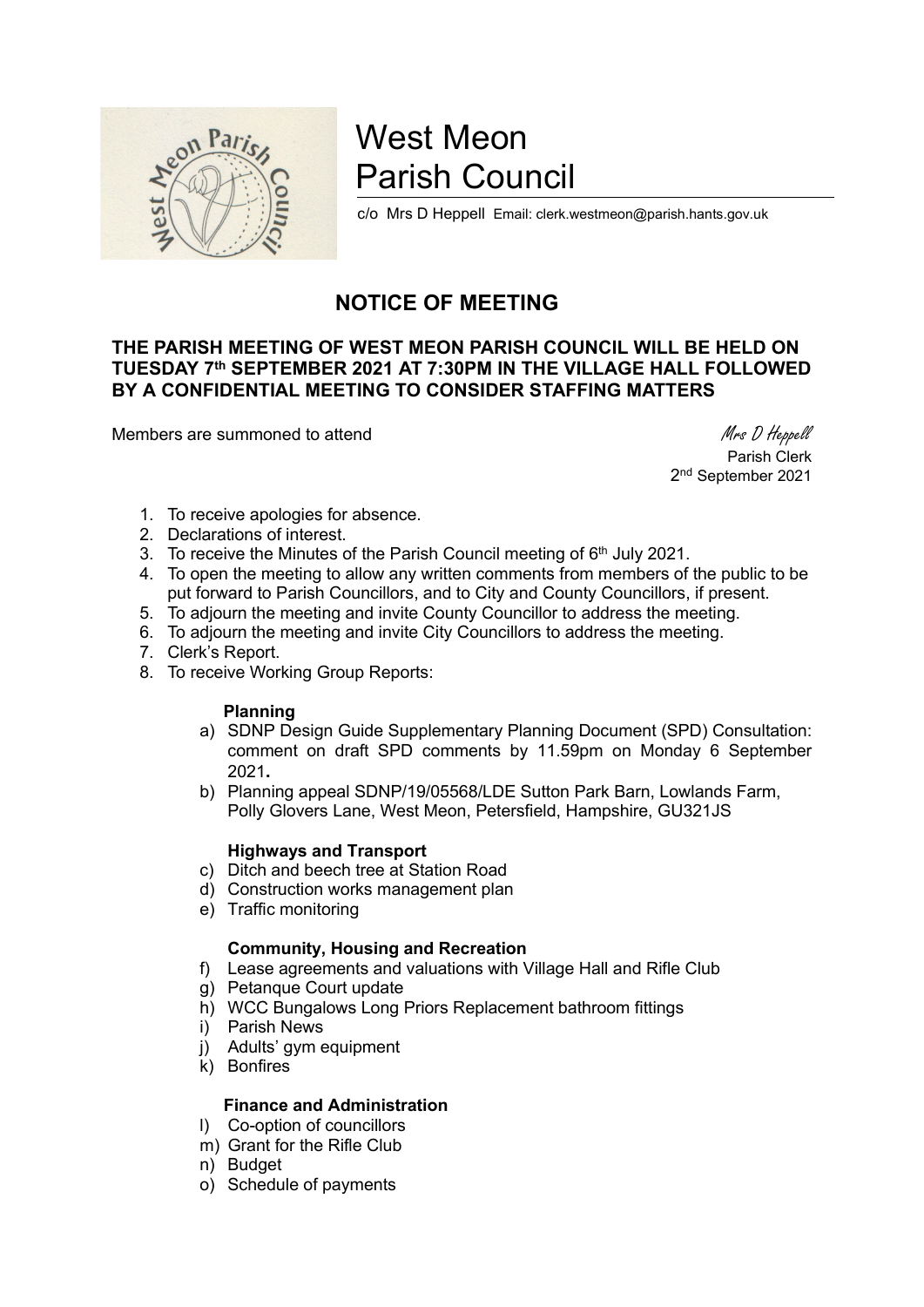# West Meon Parish Council

c/o Mrs D Heppell Email: clerk.westmeon@parish.hants.gov.uk

## NOTICE OF MEETING

**THE PARISH MEETING OF WEST MEON PARISH COUNCIL WILL BE HELD ON TUESDAY 7th SEPTEMBER 2021 AT 7:30PM IN THE VILLAGE HALL FOLLOWED BY A CONFIDENTIAL MEETING TO CONSIDER STAFFING MATTERS**

Members are summoned to attend

*Mrs D Heppell*
Parish Clerk
2nd September 2021

1. To receive apologies for absence.
2. Declarations of interest.
3. To receive the Minutes of the Parish Council meeting of 6th July 2021.
4. To open the meeting to allow any written comments from members of the public to be put forward to Parish Councillors, and to City and County Councillors, if present.
5. To adjourn the meeting and invite County Councillor to address the meeting.
6. To adjourn the meeting and invite City Councillors to address the meeting.
7. Clerk's Report.
8. To receive Working Group Reports:

**Planning**

a) SDNP Design Guide Supplementary Planning Document (SPD) Consultation: comment on draft SPD comments by 11.59pm on Monday 6 September 2021**.**
b) Planning appeal SDNP/19/05568/LDE Sutton Park Barn, Lowlands Farm, Polly Glovers Lane, West Meon, Petersfield, Hampshire, GU321JS

**Highways and Transport**

c) Ditch and beech tree at Station Road
d) Construction works management plan
e) Traffic monitoring

**Community, Housing and Recreation**

f) Lease agreements and valuations with Village Hall and Rifle Club
g) Petanque Court update
h) WCC Bungalows Long Priors Replacement bathroom fittings
i) Parish News
j) Adults' gym equipment
k) Bonfires

**Finance and Administration**

l) Co-option of councillors
m) Grant for the Rifle Club
n) Budget
o) Schedule of payments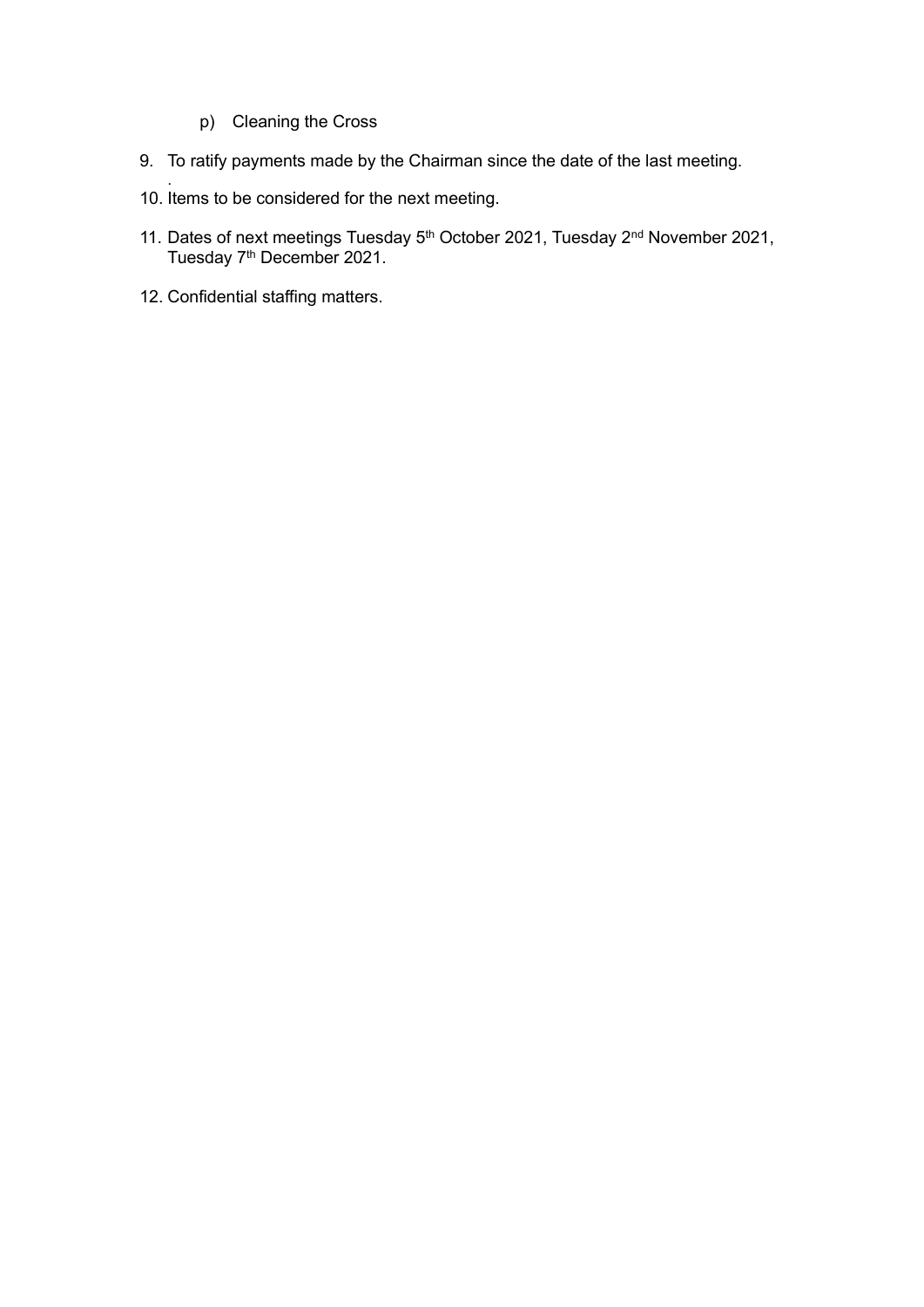p) Cleaning the Cross

9. To ratify payments made by the Chairman since the date of the last meeting.
.
10. Items to be considered for the next meeting.

11. Dates of next meetings Tuesday 5th October 2021, Tuesday 2nd November 2021, Tuesday 7th December 2021.

12. Confidential staffing matters.